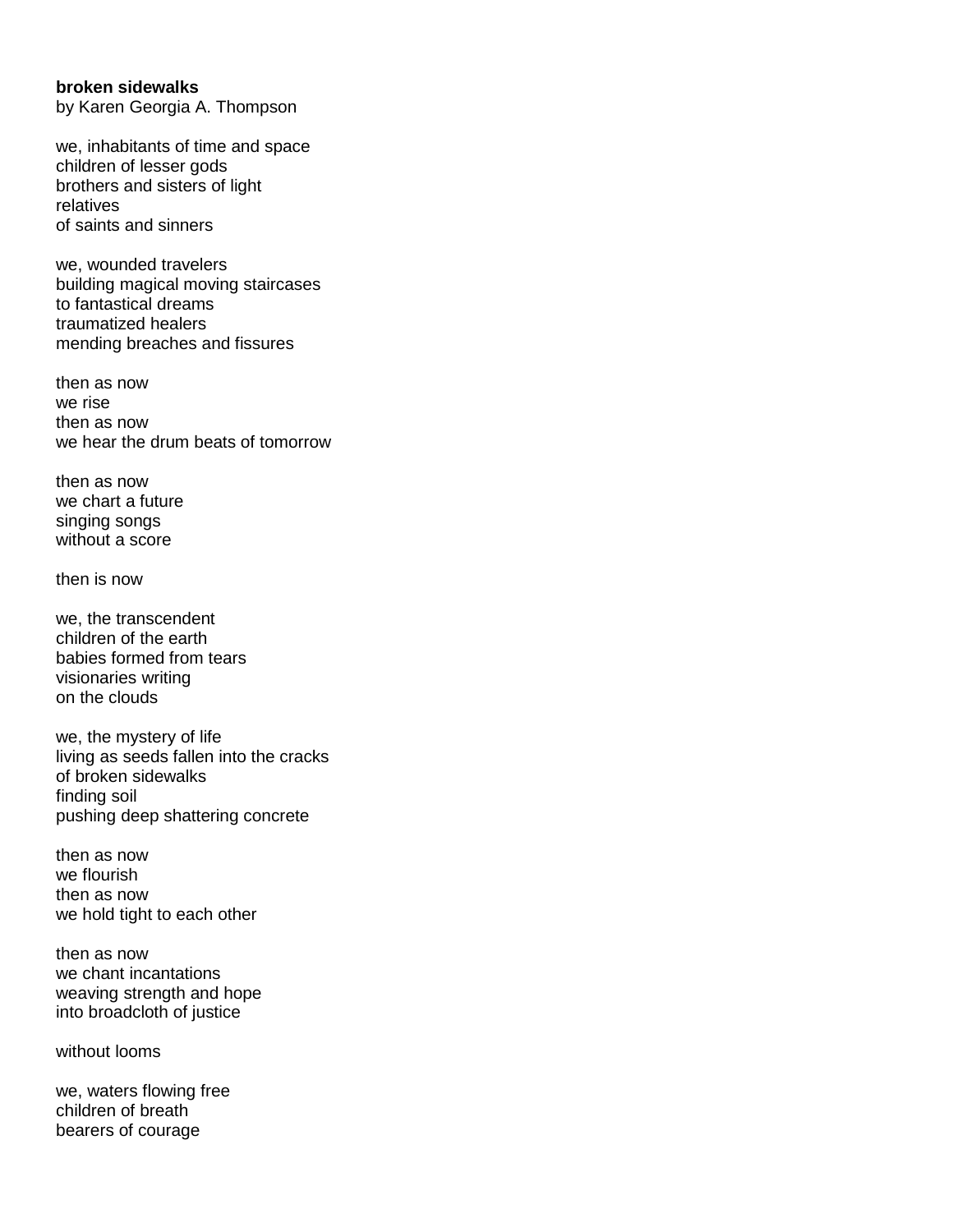**broken sidewalks**
by Karen Georgia A. Thompson

we, inhabitants of time and space
children of lesser gods
brothers and sisters of light
relatives
of saints and sinners

we, wounded travelers
building magical moving staircases
to fantastical dreams
traumatized healers
mending breaches and fissures

then as now
we rise
then as now
we hear the drum beats of tomorrow

then as now
we chart a future
singing songs
without a score

then is now

we, the transcendent
children of the earth
babies formed from tears
visionaries writing
on the clouds

we, the mystery of life
living as seeds fallen into the cracks
of broken sidewalks
finding soil
pushing deep shattering concrete

then as now
we flourish
then as now
we hold tight to each other

then as now
we chant incantations
weaving strength and hope
into broadcloth of justice

without looms

we, waters flowing free
children of breath
bearers of courage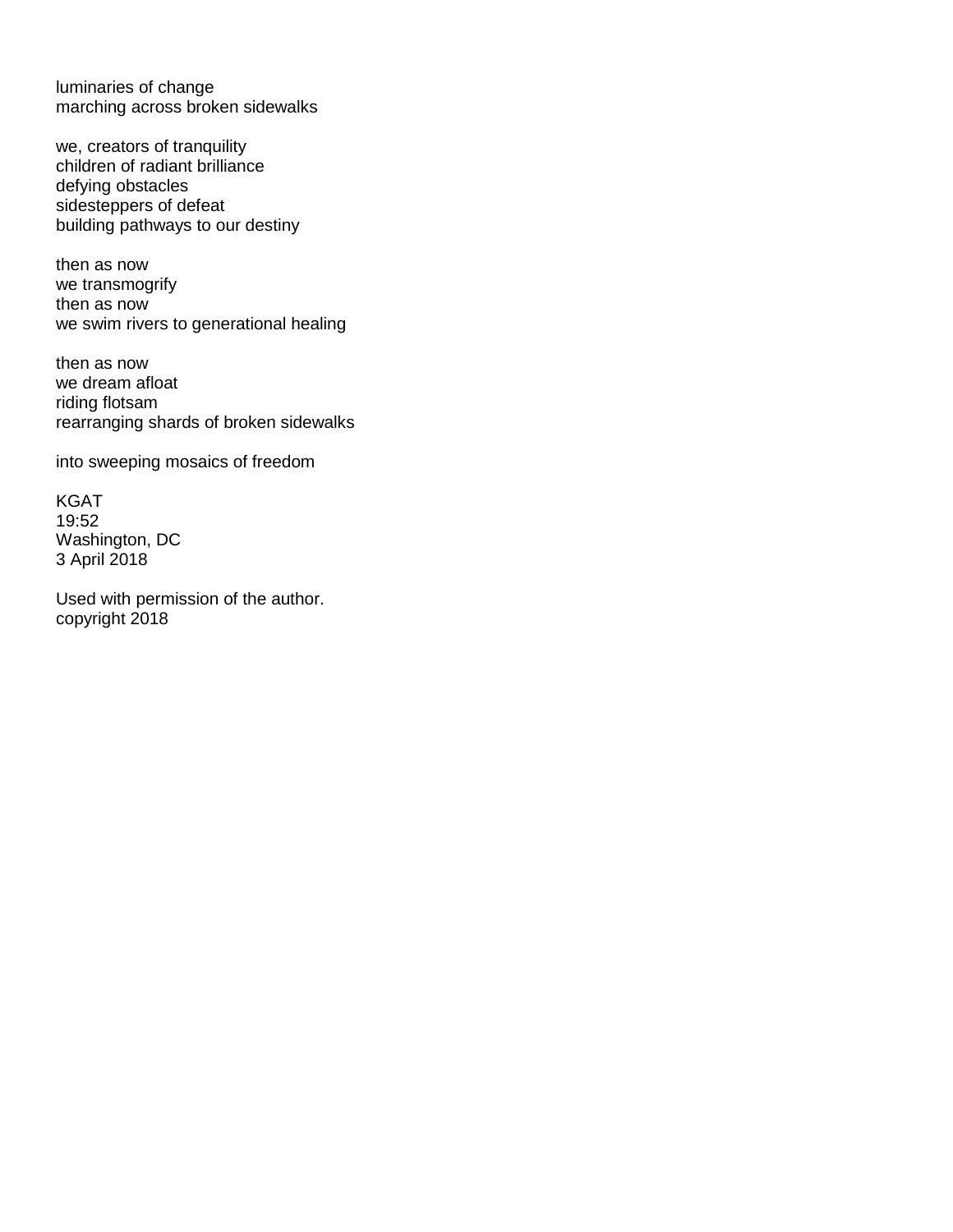luminaries of change  
marching across broken sidewalks

we, creators of tranquility  
children of radiant brilliance  
defying obstacles  
sidesteppers of defeat  
building pathways to our destiny

then as now  
we transmogrify  
then as now  
we swim rivers to generational healing

then as now  
we dream afloat  
riding flotsam  
rearranging shards of broken sidewalks

into sweeping mosaics of freedom

KGAT  
19:52  
Washington, DC  
3 April 2018

Used with permission of the author.  
copyright 2018